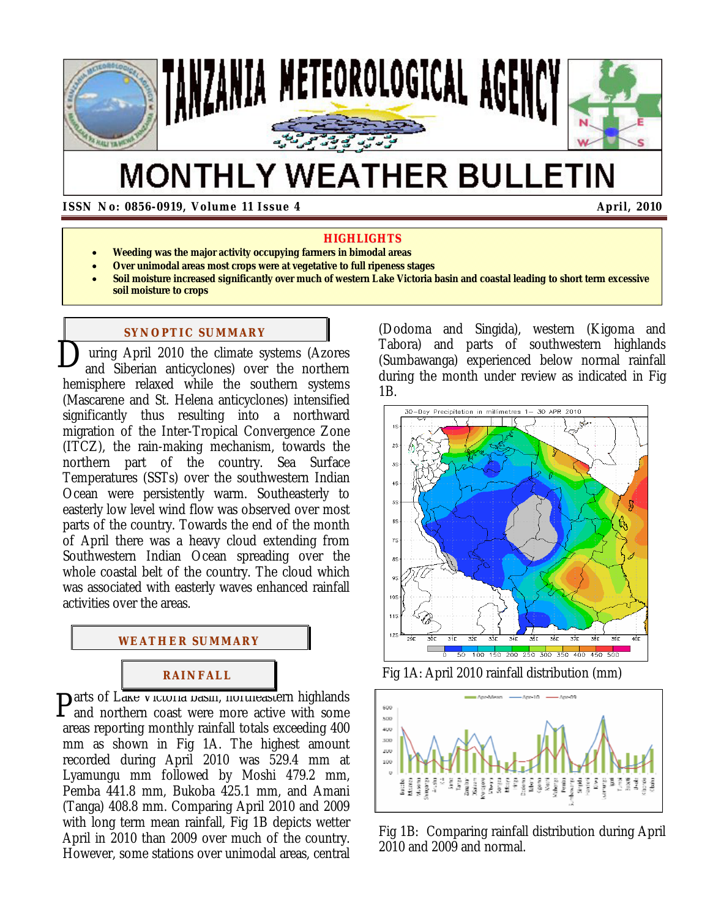# TANZANIA METEOROLOGICAL AGENCY

# MONTHLY WEATHER BULLETIN

**ISSN No: 0856-0919, Volume 11 Issue 4** **April, 2010**

## HIGHLIGHTS

- **Weeding was the major activity occupying farmers in bimodal areas**
- **Over unimodal areas most crops were at vegetative to full ripeness stages**
- **Soil moisture increased significantly over much of western Lake Victoria basin and coastal leading to short term excessive soil moisture to crops**

## SYNOPTIC SUMMARY

During April 2010 the climate systems (Azores and Siberian anticyclones) over the northern hemisphere relaxed while the southern systems (Mascarene and St. Helena anticyclones) intensified significantly thus resulting into a northward migration of the Inter-Tropical Convergence Zone (ITCZ), the rain-making mechanism, towards the northern part of the country. Sea Surface Temperatures (SSTs) over the southwestern Indian Ocean were persistently warm. Southeasterly to easterly low level wind flow was observed over most parts of the country. Towards the end of the month of April there was a heavy cloud extending from Southwestern Indian Ocean spreading over the whole coastal belt of the country. The cloud which was associated with easterly waves enhanced rainfall activities over the areas.

## WEATHER SUMMARY

### RAINFALL

Parts of Lake Victoria basin, northeastern highlands and northern coast were more active with some areas reporting monthly rainfall totals exceeding 400 mm as shown in Fig 1A. The highest amount recorded during April 2010 was 529.4 mm at Lyamungu mm followed by Moshi 479.2 mm, Pemba 441.8 mm, Bukoba 425.1 mm, and Amani (Tanga) 408.8 mm. Comparing April 2010 and 2009 with long term mean rainfall, Fig 1B depicts wetter April in 2010 than 2009 over much of the country. However, some stations over unimodal areas, central (Dodoma and Singida), western (Kigoma and Tabora) and parts of southwestern highlands (Sumbawanga) experienced below normal rainfall during the month under review as indicated in Fig 1B.

Fig 1A: April 2010 rainfall distribution (mm)

Fig 1B: Comparing rainfall distribution during April 2010 and 2009 and normal.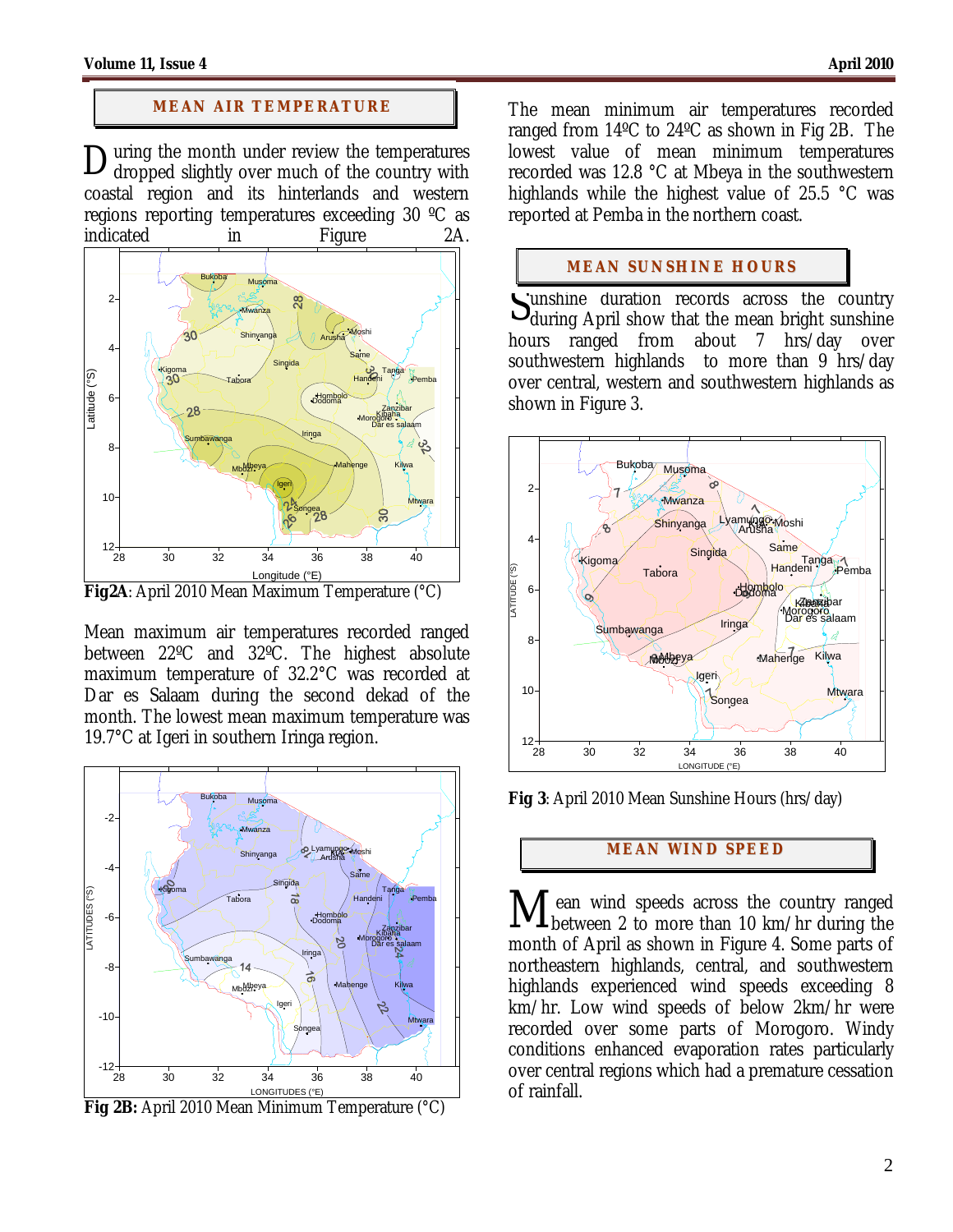## MEAN AIR TEMPERATURE

During the month under review the temperatures dropped slightly over much of the country with coastal region and its hinterlands and western regions reporting temperatures exceeding 30 ºC as indicated in Figure 2A.

**Fig2A**: April 2010 Mean Maximum Temperature (°C)

Mean maximum air temperatures recorded ranged between 22ºC and 32ºC. The highest absolute maximum temperature of 32.2°C was recorded at Dar es Salaam during the second dekad of the month. The lowest mean maximum temperature was 19.7°C at Igeri in southern Iringa region.

**Fig 2B:** April 2010 Mean Minimum Temperature (°C)

The mean minimum air temperatures recorded ranged from 14ºC to 24ºC as shown in Fig 2B. The lowest value of mean minimum temperatures recorded was 12.8 °C at Mbeya in the southwestern highlands while the highest value of 25.5 °C was reported at Pemba in the northern coast.

## MEAN SUNSHINE HOURS

Sunshine duration records across the country during April show that the mean bright sunshine hours ranged from about 7 hrs/day over southwestern highlands to more than 9 hrs/day over central, western and southwestern highlands as shown in Figure 3.

**Fig 3**: April 2010 Mean Sunshine Hours (hrs/day)

## MEAN WIND SPEED

Mean wind speeds across the country ranged between 2 to more than 10 km/hr during the month of April as shown in Figure 4. Some parts of northeastern highlands, central, and southwestern highlands experienced wind speeds exceeding 8 km/hr. Low wind speeds of below 2km/hr were recorded over some parts of Morogoro. Windy conditions enhanced evaporation rates particularly over central regions which had a premature cessation of rainfall.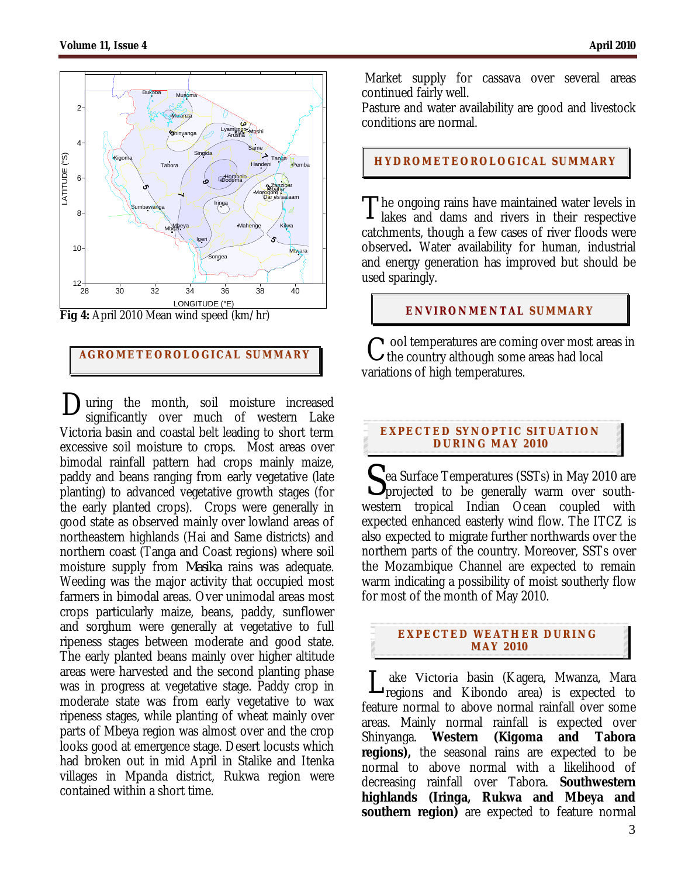**Fig 4:** April 2010 Mean wind speed (km/hr)

## AGROMETEOROLOGICAL SUMMARY

During the month, soil moisture increased significantly over much of western Lake Victoria basin and coastal belt leading to short term excessive soil moisture to crops. Most areas over bimodal rainfall pattern had crops mainly maize, paddy and beans ranging from early vegetative (late planting) to advanced vegetative growth stages (for the early planted crops). Crops were generally in good state as observed mainly over lowland areas of northeastern highlands (Hai and Same districts) and northern coast (Tanga and Coast regions) where soil moisture supply from *Masika* rains was adequate. Weeding was the major activity that occupied most farmers in bimodal areas. Over unimodal areas most crops particularly maize, beans, paddy, sunflower and sorghum were generally at vegetative to full ripeness stages between moderate and good state. The early planted beans mainly over higher altitude areas were harvested and the second planting phase was in progress at vegetative stage. Paddy crop in moderate state was from early vegetative to wax ripeness stages, while planting of wheat mainly over parts of Mbeya region was almost over and the crop looks good at emergence stage. Desert locusts which had broken out in mid April in Stalike and Itenka villages in Mpanda district, Rukwa region were contained within a short time.

Market supply for cassava over several areas continued fairly well.

Pasture and water availability are good and livestock conditions are normal.

## HYDROMETEOROLOGICAL SUMMARY

The ongoing rains have maintained water levels in lakes and dams and rivers in their respective catchments, though a few cases of river floods were observed**.** Water availability for human, industrial and energy generation has improved but should be used sparingly.

## ENVIRONMENTAL SUMMARY

Cool temperatures are coming over most areas in the country although some areas had local variations of high temperatures.

## EXPECTED SYNOPTIC SITUATION DURING MAY 2010

Sea Surface Temperatures (SSTs) in May 2010 are projected to be generally warm over south-western tropical Indian Ocean coupled with expected enhanced easterly wind flow. The ITCZ is also expected to migrate further northwards over the northern parts of the country. Moreover, SSTs over the Mozambique Channel are expected to remain warm indicating a possibility of moist southerly flow for most of the month of May 2010.

## EXPECTED WEATHER DURING MAY 2010

Lake Victoria basin (Kagera, Mwanza, Mara regions and Kibondo area) is expected to feature normal to above normal rainfall over some areas. Mainly normal rainfall is expected over Shinyanga. **Western (Kigoma and Tabora regions),** the seasonal rains are expected to be normal to above normal with a likelihood of decreasing rainfall over Tabora. **Southwestern highlands (Iringa, Rukwa and Mbeya and southern region)** are expected to feature normal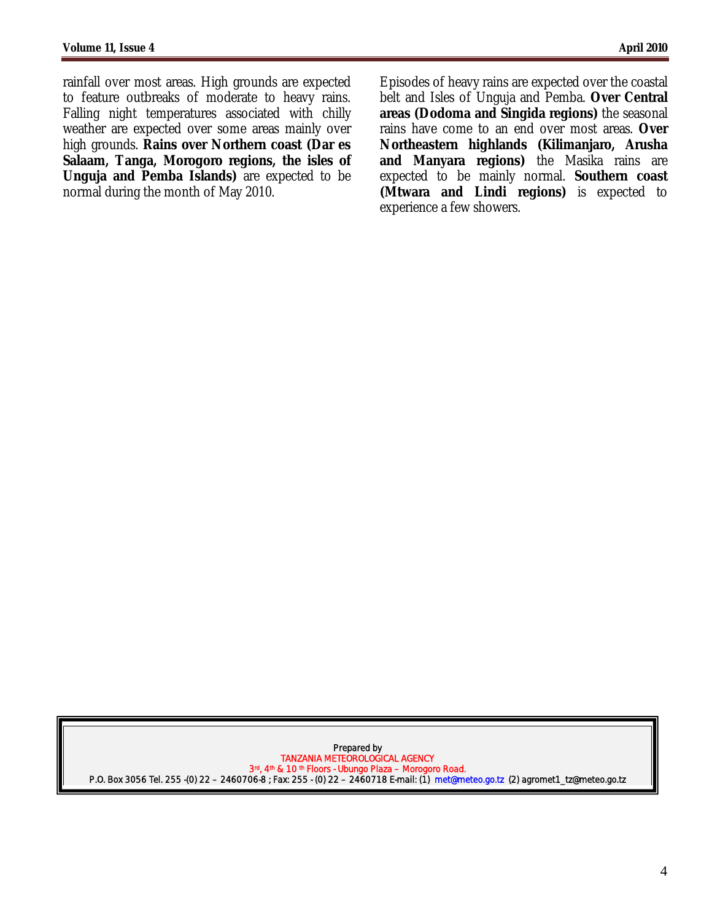rainfall over most areas. High grounds are expected to feature outbreaks of moderate to heavy rains. Falling night temperatures associated with chilly weather are expected over some areas mainly over high grounds. **Rains over Northern coast (Dar es Salaam, Tanga, Morogoro regions, the isles of Unguja and Pemba Islands)** are expected to be normal during the month of May 2010.

Episodes of heavy rains are expected over the coastal belt and Isles of Unguja and Pemba. **Over Central areas (Dodoma and Singida regions)** the seasonal rains have come to an end over most areas. **Over Northeastern highlands (Kilimanjaro, Arusha and Manyara regions)** the Masika rains are expected to be mainly normal. **Southern coast (Mtwara and Lindi regions)** is expected to experience a few showers.

Prepared by
TANZANIA METEOROLOGICAL AGENCY
3rd, 4th & 10 th Floors - Ubungo Plaza – Morogoro Road.
P.O. Box 3056 Tel. 255 -(0) 22 – 2460706-8 ; Fax: 255 - (0) 22 – 2460718 E-mail: (1) met@meteo.go.tz (2) agromet1_tz@meteo.go.tz